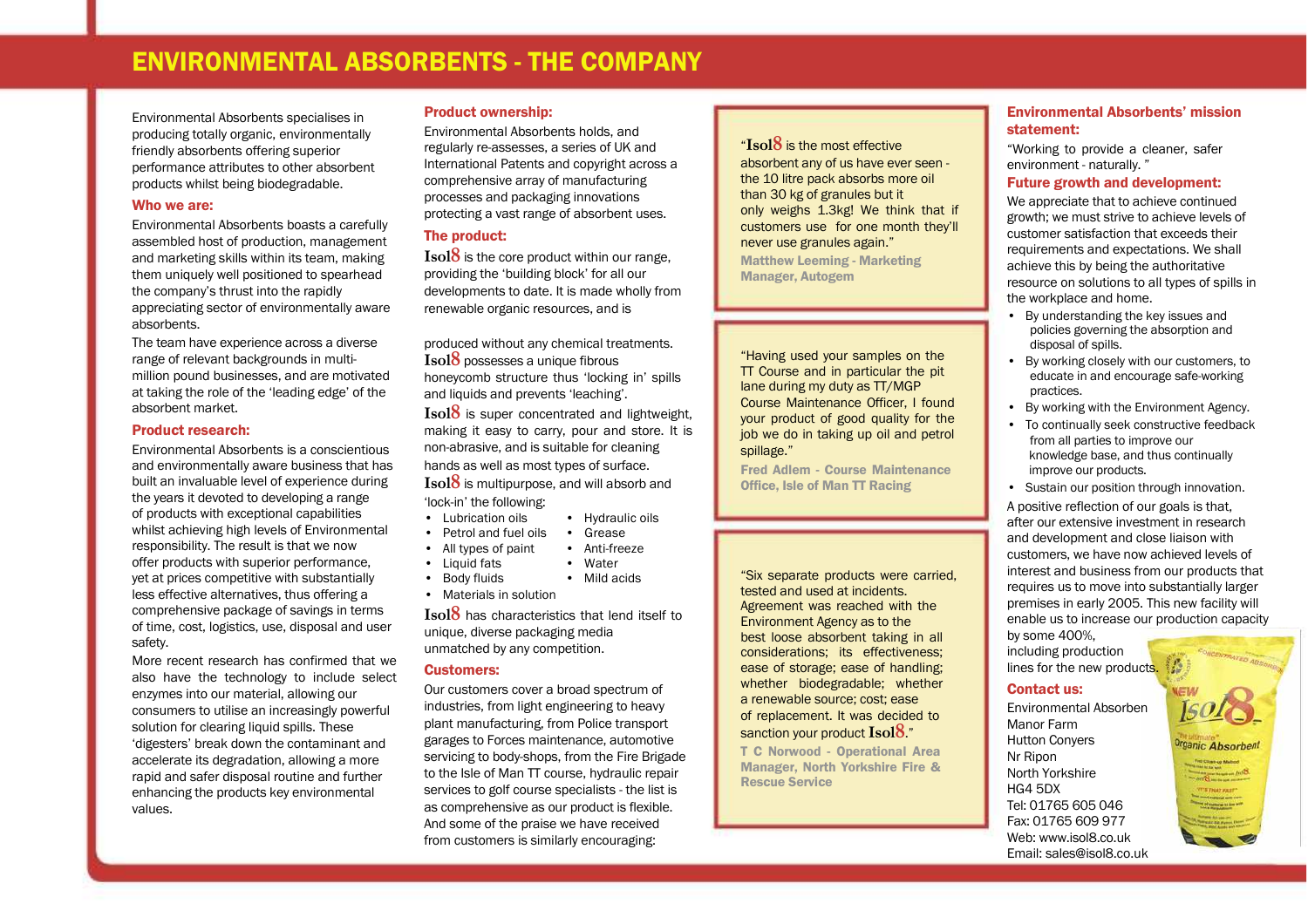# ENVIRONMENTAL ABSORBENTS - THE COMPANY

Environmental Absorbents specialises in producing totally organic, environmentally friendly absorbents offering superior performance attributes to other absorbent products whilst being biodegradable.

## Who we are:

Environmental Absorbents boasts a carefully assembled host of production, management and marketing skills within its team, making them uniquely well positioned to spearhead the company's thrust into the rapidly appreciating sector of environmentally aware absorbents.

The team have experience across a diverse range of relevant backgrounds in multi-million pound businesses, and are motivated at taking the role of the 'leading edge' of the absorbent market.

## Product research:

Environmental Absorbents is a conscientious and environmentally aware business that has built an invaluable level of experience during the years it devoted to developing a range of products with exceptional capabilities whilst achieving high levels of Environmental responsibility. The result is that we now offer products with superior performance, yet at prices competitive with substantially less effective alternatives, thus offering a comprehensive package of savings in terms of time, cost, logistics, use, disposal and user safety.

More recent research has confirmed that we also have the technology to include select enzymes into our material, allowing our consumers to utilise an increasingly powerful solution for clearing liquid spills. These 'digesters' break down the contaminant and accelerate its degradation, allowing a more rapid and safer disposal routine and further enhancing the products key environmental values.

## Product ownership:

Environmental Absorbents holds, and regularly re-assesses, a series of UK and International Patents and copyright across a comprehensive array of manufacturing processes and packaging innovations protecting a vast range of absorbent uses.

## The product:

**Isol8** is the core product within our range, providing the 'building block' for all our developments to date. It is made wholly from renewable organic resources, and is produced without any chemical treatments.

**Isol8** possesses a unique fibrous honeycomb structure thus 'locking in' spills and liquids and prevents 'leaching'.

**Isol8** is super concentrated and lightweight, making it easy to carry, pour and store. It is non-abrasive, and is suitable for cleaning hands as well as most types of surface.

**Isol8** is multipurpose, and will absorb and 'lock-in' the following:

- Lubrication oils
- Petrol and fuel oils
- All types of paint
- Liquid fats
- Body fluids
- Materials in solution
- Hydraulic oils
- Grease
- Anti-freeze
- Water
- Mild acids

**Isol8** has characteristics that lend itself to unique, diverse packaging media unmatched by any competition.

## Customers:

Our customers cover a broad spectrum of industries, from light engineering to heavy plant manufacturing, from Police transport garages to Forces maintenance, automotive servicing to body-shops, from the Fire Brigade to the Isle of Man TT course, hydraulic repair services to golf course specialists - the list is as comprehensive as our product is flexible. And some of the praise we have received from customers is similarly encouraging:

> "**Isol8** is the most effective absorbent any of us have ever seen - the 10 litre pack absorbs more oil than 30 kg of granules but it only weighs 1.3kg! We think that if customers use for one month they'll never use granules again."
>
> **Matthew Leeming - Marketing Manager, Autogem**

> "Having used your samples on the TT Course and in particular the pit lane during my duty as TT/MGP Course Maintenance Officer, I found your product of good quality for the job we do in taking up oil and petrol spillage."
>
> **Fred Adlem - Course Maintenance Office, Isle of Man TT Racing**

> "Six separate products were carried, tested and used at incidents. Agreement was reached with the Environment Agency as to the best loose absorbent taking in all considerations; its effectiveness; ease of storage; ease of handling; whether biodegradable; whether a renewable source; cost; ease of replacement. It was decided to sanction your product **Isol8**."
>
> **T C Norwood - Operational Area Manager, North Yorkshire Fire & Rescue Service**

## Environmental Absorbents' mission statement:

"Working to provide a cleaner, safer environment - naturally."

## Future growth and development:

We appreciate that to achieve continued growth; we must strive to achieve levels of customer satisfaction that exceeds their requirements and expectations. We shall achieve this by being the authoritative resource on solutions to all types of spills in the workplace and home.

- By understanding the key issues and policies governing the absorption and disposal of spills.
- By working closely with our customers, to educate in and encourage safe-working practices.
- By working with the Environment Agency.
- To continually seek constructive feedback from all parties to improve our knowledge base, and thus continually improve our products.
- Sustain our position through innovation.

A positive reflection of our goals is that, after our extensive investment in research and development and close liaison with customers, we have now achieved levels of interest and business from our products that requires us to move into substantially larger premises in early 2005. This new facility will enable us to increase our production capacity by some 400%, including production lines for the new products.

## Contact us:

Environmental Absorben
Manor Farm
Hutton Conyers
Nr Ripon
North Yorkshire
HG4 5DX
Tel: 01765 605 046
Fax: 01765 609 977
Web: www.isol8.co.uk
Email: sales@isol8.co.uk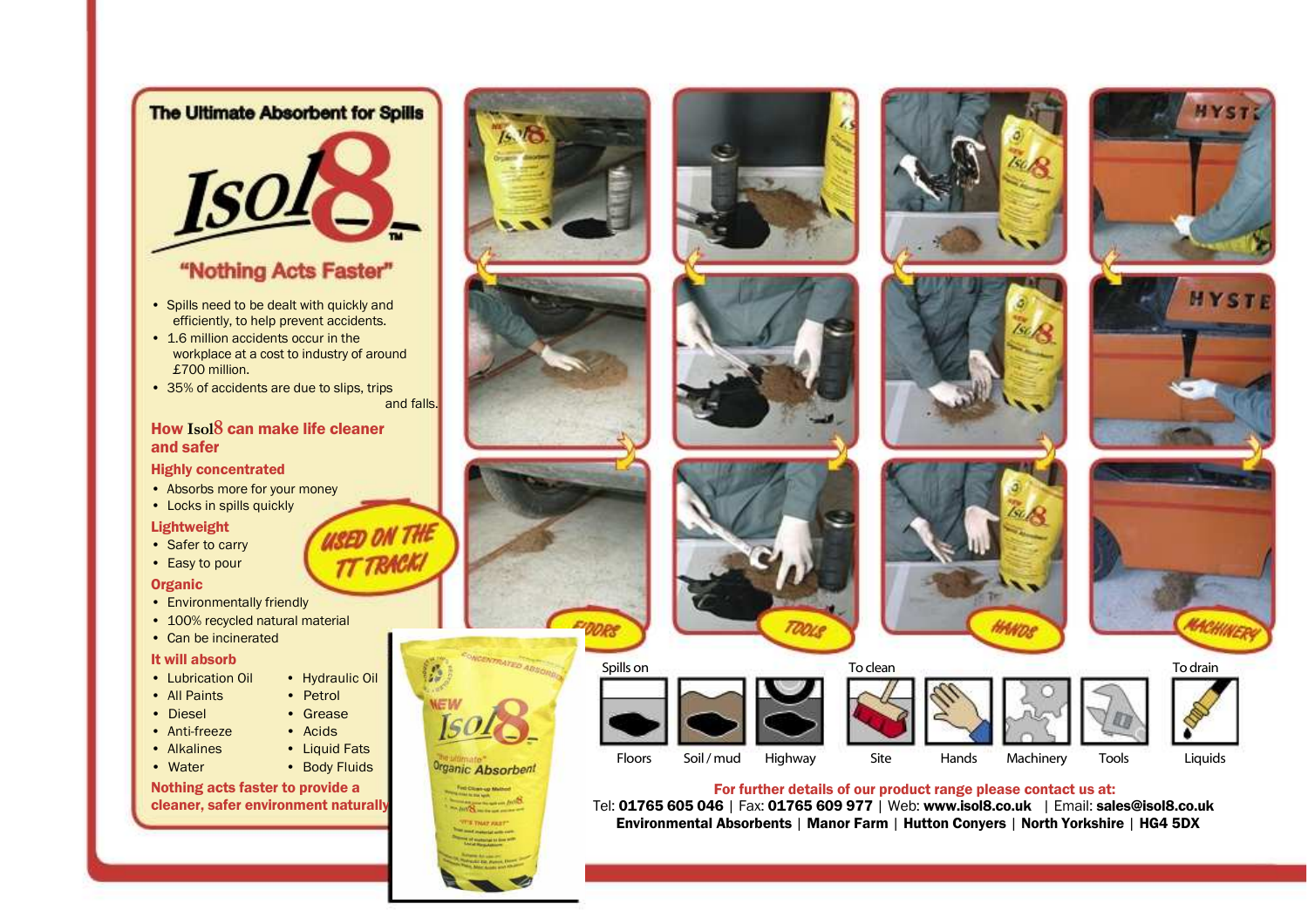## The Ultimate Absorbent for Spills

# Isol8™

### "Nothing Acts Faster"

- Spills need to be dealt with quickly and efficiently, to help prevent accidents.
- 1.6 million accidents occur in the workplace at a cost to industry of around £700 million.
- 35% of accidents are due to slips, trips and falls.

## How Isol8 can make life cleaner and safer

### Highly concentrated

- Absorbs more for your money
- Locks in spills quickly

### Lightweight

- Safer to carry
- Easy to pour

USED ON THE TT TRACK!

### Organic

- Environmentally friendly
- 100% recycled natural material
- Can be incinerated

### It will absorb

- Lubrication Oil
- All Paints
- Diesel
- Anti-freeze
- Alkalines
- Water
- Hydraulic Oil
- Petrol
- Grease
- Acids
- Liquid Fats
- Body Fluids

**Nothing acts faster to provide a cleaner, safer environment naturally**

FLOORS | TOOLS | HANDS | MACHINERY

| Spills on | | | To clean | | | | To drain |
|---|---|---|---|---|---|---|---|
| Floors | Soil / mud | Highway | Site | Hands | Machinery | Tools | Liquids |

**For further details of our product range please contact us at:**

Tel: **01765 605 046** | Fax: **01765 609 977** | Web: **www.isol8.co.uk** | Email: **sales@isol8.co.uk**

**Environmental Absorbents** | **Manor Farm** | **Hutton Conyers** | **North Yorkshire** | **HG4 5DX**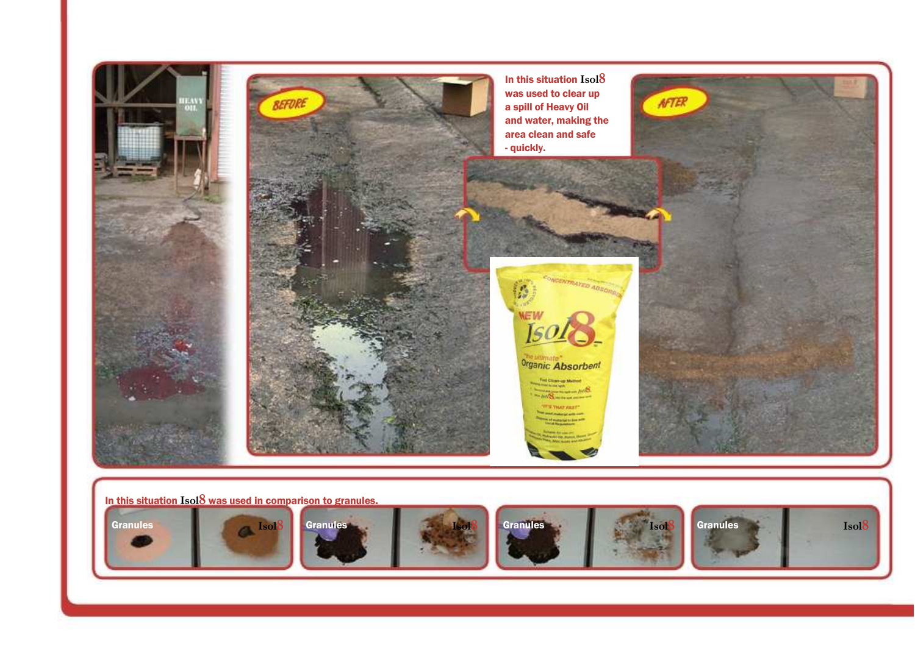In this situation Isol8 was used to clear up a spill of Heavy Oil and water, making the area clean and safe - quickly.

In this situation Isol8 was used in comparison to granules.